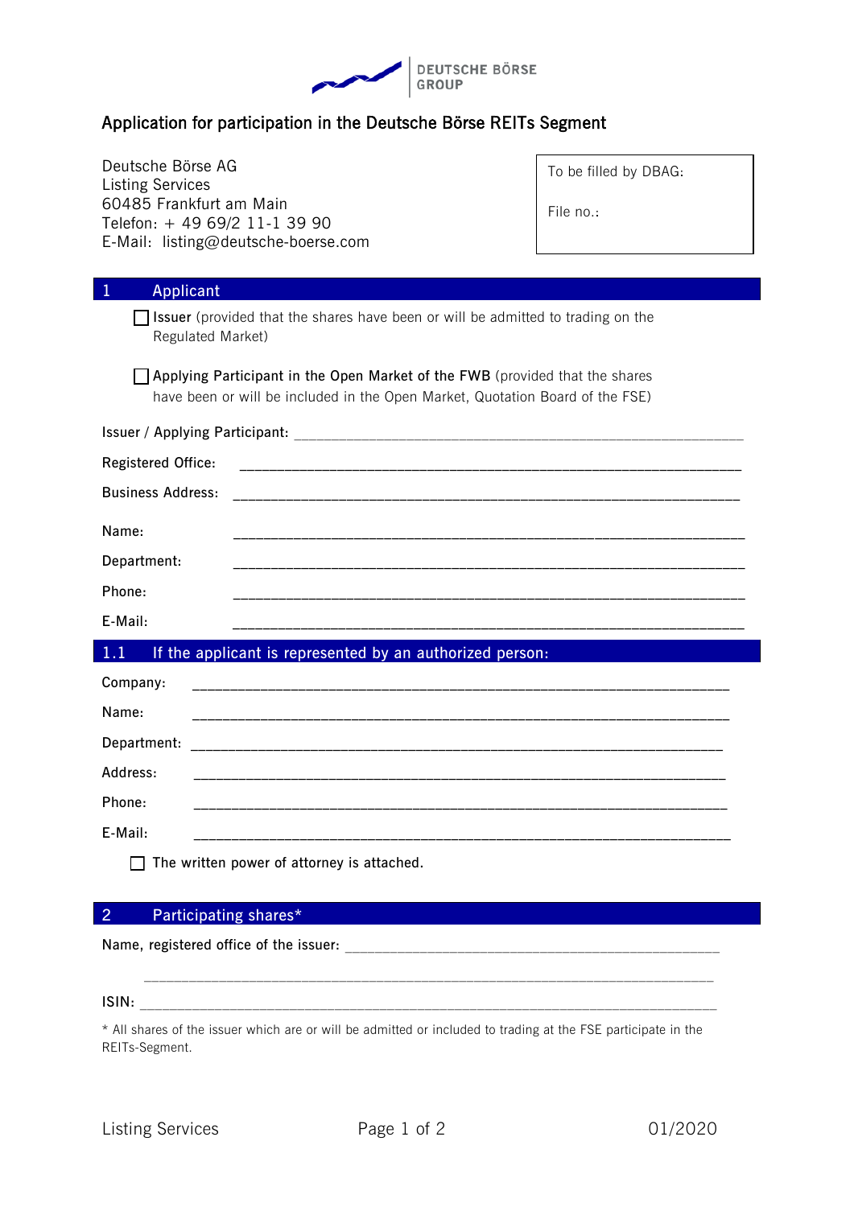DEUTSCHE BÖRSE GROUP

# Application for participation in the Deutsche Börse REITs Segment

Deutsche Börse AG
Listing Services
60485 Frankfurt am Main
Telefon: + 49 69/2 11-1 39 90
E-Mail: listing@deutsche-boerse.com

| To be filled by DBAG: |
| --- |
| File no.: |

## 1 Applicant

☐ **Issuer** (provided that the shares have been or will be admitted to trading on the Regulated Market)

☐ **Applying Participant in the Open Market of the FWB** (provided that the shares have been or will be included in the Open Market, Quotation Board of the FSE)

Issuer / Applying Participant: ______________________________

Registered Office: ______________________________

Business Address: ______________________________

Name: ______________________________

Department: ______________________________

Phone: ______________________________

E-Mail: ______________________________

## 1.1 If the applicant is represented by an authorized person:

Company: ______________________________

Name: ______________________________

Department: ______________________________

Address: ______________________________

Phone: ______________________________

E-Mail: ______________________________

☐ The written power of attorney is attached.

## 2 Participating shares*

Name, registered office of the issuer: ______________________________

______________________________

ISIN: ______________________________

\* All shares of the issuer which are or will be admitted or included to trading at the FSE participate in the REITs-Segment.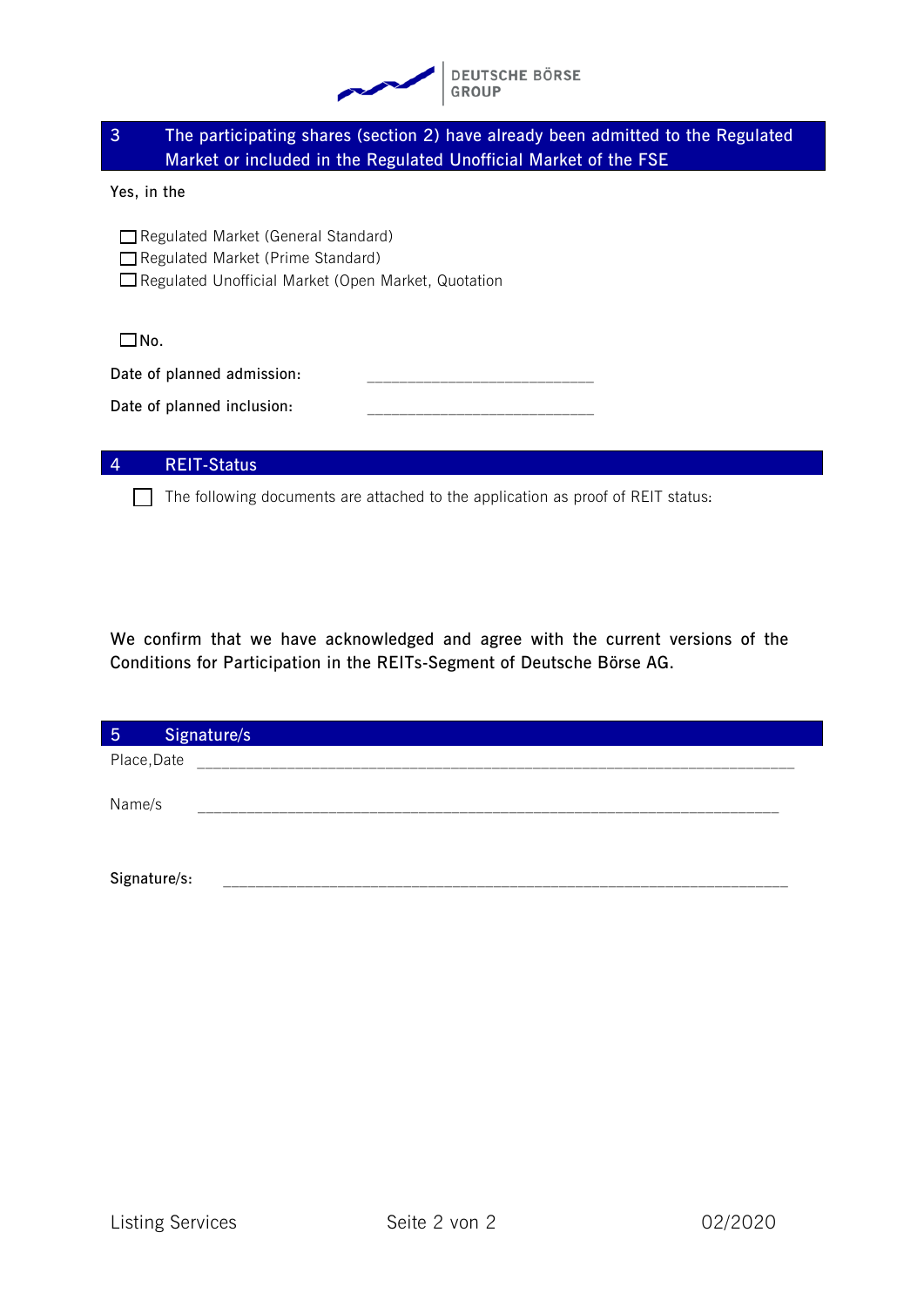## 3 The participating shares (section 2) have already been admitted to the Regulated Market or included in the Regulated Unofficial Market of the FSE

Yes, in the

- ☐ Regulated Market (General Standard)
- ☐ Regulated Market (Prime Standard)
- ☐ Regulated Unofficial Market (Open Market, Quotation

☐ No.

Date of planned admission: ___________________________

Date of planned inclusion: ___________________________

## 4 REIT-Status

☐ The following documents are attached to the application as proof of REIT status:

We confirm that we have acknowledged and agree with the current versions of the Conditions for Participation in the REITs-Segment of Deutsche Börse AG.

## 5 Signature/s

Place, Date ______________________________________________________________________

Name/s ______________________________________________________________________

Signature/s: ______________________________________________________________________